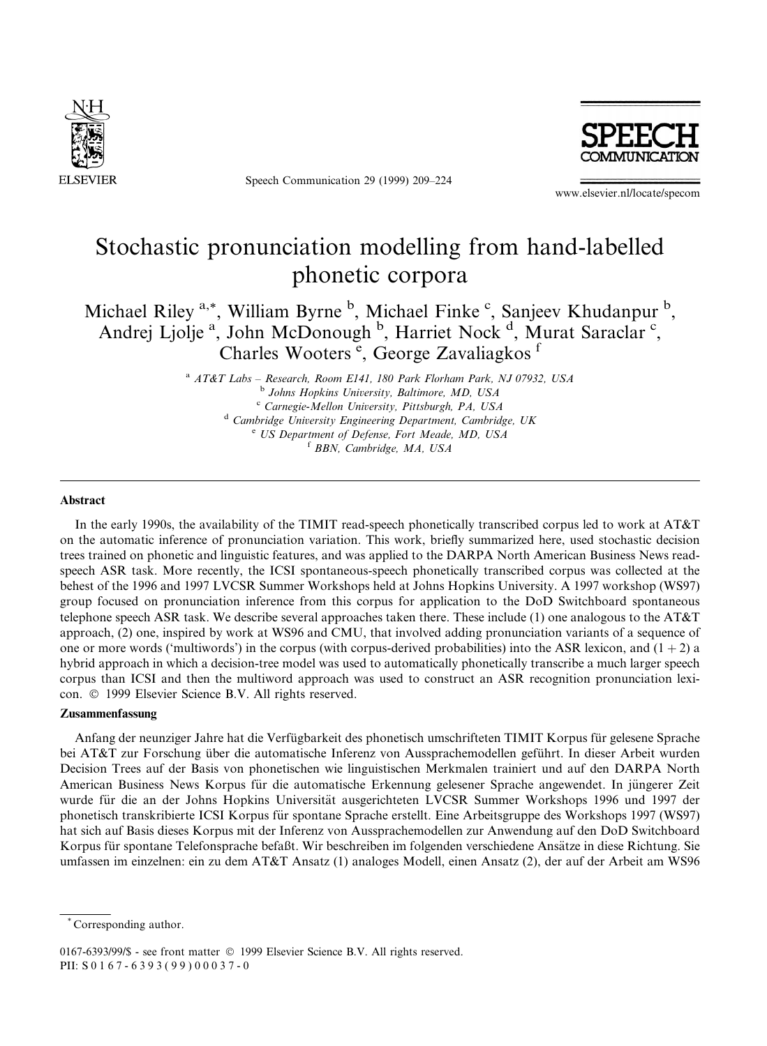# Stochastic pronunciation modelling from hand-labelled phonetic corpora

Michael Riley [a,*], William Byrne [b], Michael Finke [c], Sanjeev Khudanpur [b], Andrej Ljolje [a], John McDonough [b], Harriet Nock [d], Murat Saraclar [c], Charles Wooters [e], George Zavaliagkos [f]

[a] *AT&T Labs – Research, Room E141, 180 Park Florham Park, NJ 07932, USA*
[b] *Johns Hopkins University, Baltimore, MD, USA*
[c] *Carnegie-Mellon University, Pittsburgh, PA, USA*
[d] *Cambridge University Engineering Department, Cambridge, UK*
[e] *US Department of Defense, Fort Meade, MD, USA*
[f] *BBN, Cambridge, MA, USA*

## Abstract

In the early 1990s, the availability of the TIMIT read-speech phonetically transcribed corpus led to work at AT&T on the automatic inference of pronunciation variation. This work, briefly summarized here, used stochastic decision trees trained on phonetic and linguistic features, and was applied to the DARPA North American Business News read-speech ASR task. More recently, the ICSI spontaneous-speech phonetically transcribed corpus was collected at the behest of the 1996 and 1997 LVCSR Summer Workshops held at Johns Hopkins University. A 1997 workshop (WS97) group focused on pronunciation inference from this corpus for application to the DoD Switchboard spontaneous telephone speech ASR task. We describe several approaches taken there. These include (1) one analogous to the AT&T approach, (2) one, inspired by work at WS96 and CMU, that involved adding pronunciation variants of a sequence of one or more words ('multiwords') in the corpus (with corpus-derived probabilities) into the ASR lexicon, and (1 + 2) a hybrid approach in which a decision-tree model was used to automatically phonetically transcribe a much larger speech corpus than ICSI and then the multiword approach was used to construct an ASR recognition pronunciation lexicon. © 1999 Elsevier Science B.V. All rights reserved.

## Zusammenfassung

Anfang der neunziger Jahre hat die Verfügbarkeit des phonetisch umschrifteten TIMIT Korpus für gelesene Sprache bei AT&T zur Forschung über die automatische Inferenz von Aussprachemodellen geführt. In dieser Arbeit wurden Decision Trees auf der Basis von phonetischen wie linguistischen Merkmalen trainiert und auf den DARPA North American Business News Korpus für die automatische Erkennung gelesener Sprache angewendet. In jüngerer Zeit wurde für die an der Johns Hopkins Universität ausgerichteten LVCSR Summer Workshops 1996 und 1997 der phonetisch transkribierte ICSI Korpus für spontane Sprache erstellt. Eine Arbeitsgruppe des Workshops 1997 (WS97) hat sich auf Basis dieses Korpus mit der Inferenz von Aussprachemodellen zur Anwendung auf den DoD Switchboard Korpus für spontane Telefonsprache befaßt. Wir beschreiben im folgenden verschiedene Ansätze in diese Richtung. Sie umfassen im einzelnen: ein zu dem AT&T Ansatz (1) analoges Modell, einen Ansatz (2), der auf der Arbeit am WS96

\* Corresponding author.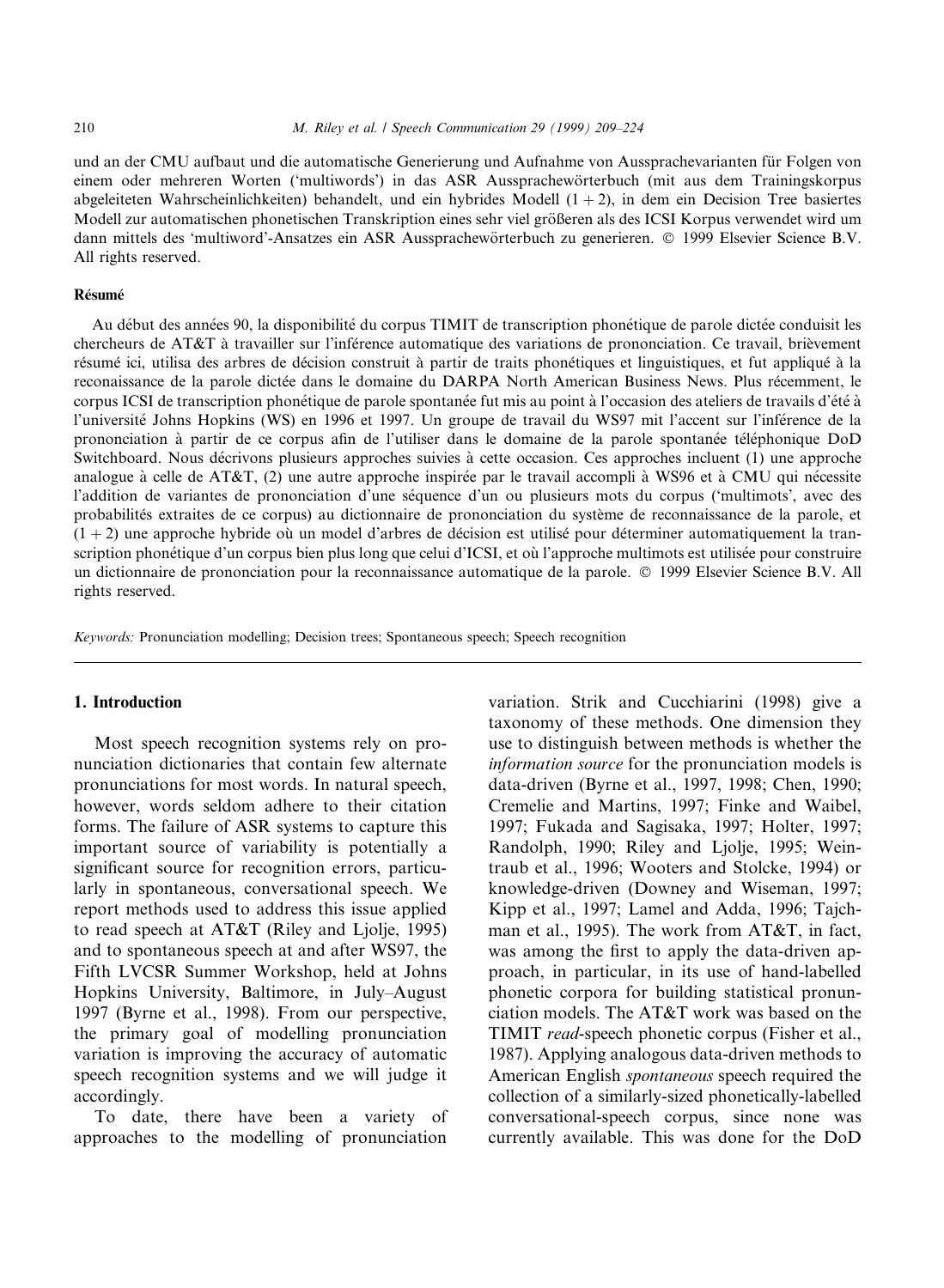und an der CMU aufbaut und die automatische Generierung und Aufnahme von Aussprachevarianten für Folgen von einem oder mehreren Worten ('multiwords') in das ASR Aussprachewörterbuch (mit aus dem Trainingskorpus abgeleiteten Wahrscheinlichkeiten) behandelt, und ein hybrides Modell $(1+2)$, in dem ein Decision Tree basiertes Modell zur automatischen phonetischen Transkription eines sehr viel größeren als des ICSI Korpus verwendet wird um dann mittels des 'multiword'-Ansatzes ein ASR Aussprachewörterbuch zu generieren. © 1999 Elsevier Science B.V. All rights reserved.

#### Résumé

Au début des années 90, la disponibilité du corpus TIMIT de transcription phonétique de parole dictée conduisit les chercheurs de AT&T à travailler sur l'inférence automatique des variations de prononciation. Ce travail, brièvement résumé ici, utilisa des arbres de décision construit à partir de traits phonétiques et linguistiques, et fut appliqué à la reconaissance de la parole dictée dans le domaine du DARPA North American Business News. Plus récemment, le corpus ICSI de transcription phonétique de parole spontanée fut mis au point à l'occasion des ateliers de travails d'été à l'université Johns Hopkins (WS) en 1996 et 1997. Un groupe de travail du WS97 mit l'accent sur l'inférence de la prononciation à partir de ce corpus afin de l'utiliser dans le domaine de la parole spontanée téléphonique DoD Switchboard. Nous décrivons plusieurs approches suivies à cette occasion. Ces approches incluent (1) une approche analogue à celle de AT&T, (2) une autre approche inspirée par le travail accompli à WS96 et à CMU qui nécessite l'addition de variantes de prononciation d'une séquence d'un ou plusieurs mots du corpus ('multimots', avec des probabilités extraites de ce corpus) au dictionnaire de prononciation du système de reconnaissance de la parole, et $(1+2)$ une approche hybride où un model d'arbres de décision est utilisé pour déterminer automatiquement la transcription phonétique d'un corpus bien plus long que celui d'ICSI, et où l'approche multimots est utilisée pour construire un dictionnaire de prononciation pour la reconnaissance automatique de la parole. © 1999 Elsevier Science B.V. All rights reserved.

*Keywords:* Pronunciation modelling; Decision trees; Spontaneous speech; Speech recognition

## 1. Introduction

Most speech recognition systems rely on pronunciation dictionaries that contain few alternate pronunciations for most words. In natural speech, however, words seldom adhere to their citation forms. The failure of ASR systems to capture this important source of variability is potentially a significant source for recognition errors, particularly in spontaneous, conversational speech. We report methods used to address this issue applied to read speech at AT&T (Riley and Ljolje, 1995) and to spontaneous speech at and after WS97, the Fifth LVCSR Summer Workshop, held at Johns Hopkins University, Baltimore, in July–August 1997 (Byrne et al., 1998). From our perspective, the primary goal of modelling pronunciation variation is improving the accuracy of automatic speech recognition systems and we will judge it accordingly.

To date, there have been a variety of approaches to the modelling of pronunciation variation. Strik and Cucchiarini (1998) give a taxonomy of these methods. One dimension they use to distinguish between methods is whether the *information source* for the pronunciation models is data-driven (Byrne et al., 1997, 1998; Chen, 1990; Cremelie and Martins, 1997; Finke and Waibel, 1997; Fukada and Sagisaka, 1997; Holter, 1997; Randolph, 1990; Riley and Ljolje, 1995; Weintraub et al., 1996; Wooters and Stolcke, 1994) or knowledge-driven (Downey and Wiseman, 1997; Kipp et al., 1997; Lamel and Adda, 1996; Tajchman et al., 1995). The work from AT&T, in fact, was among the first to apply the data-driven approach, in particular, in its use of hand-labelled phonetic corpora for building statistical pronunciation models. The AT&T work was based on the TIMIT *read*-speech phonetic corpus (Fisher et al., 1987). Applying analogous data-driven methods to American English *spontaneous* speech required the collection of a similarly-sized phonetically-labelled conversational-speech corpus, since none was currently available. This was done for the DoD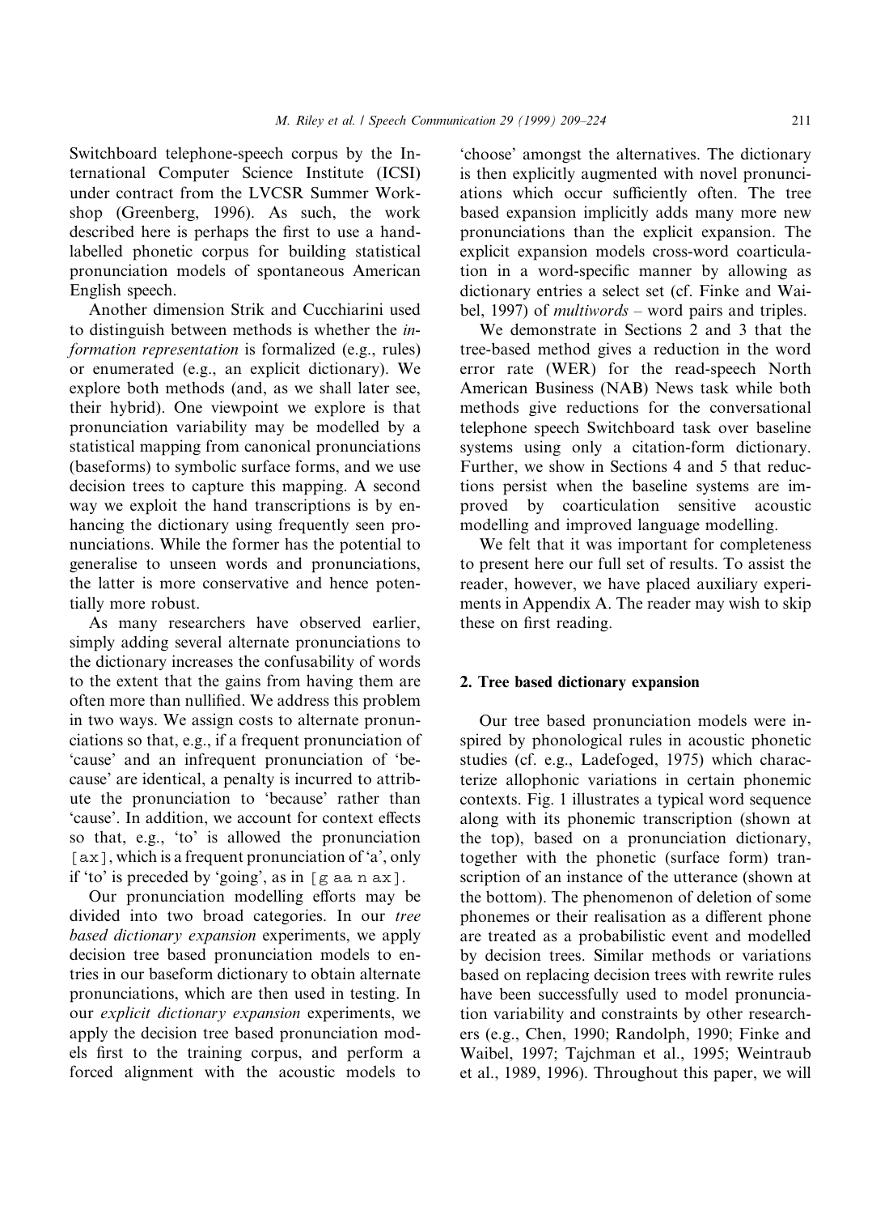Switchboard telephone-speech corpus by the International Computer Science Institute (ICSI) under contract from the LVCSR Summer Workshop (Greenberg, 1996). As such, the work described here is perhaps the first to use a hand-labelled phonetic corpus for building statistical pronunciation models of spontaneous American English speech.

Another dimension Strik and Cucchiarini used to distinguish between methods is whether the *information representation* is formalized (e.g., rules) or enumerated (e.g., an explicit dictionary). We explore both methods (and, as we shall later see, their hybrid). One viewpoint we explore is that pronunciation variability may be modelled by a statistical mapping from canonical pronunciations (baseforms) to symbolic surface forms, and we use decision trees to capture this mapping. A second way we exploit the hand transcriptions is by enhancing the dictionary using frequently seen pronunciations. While the former has the potential to generalise to unseen words and pronunciations, the latter is more conservative and hence potentially more robust.

As many researchers have observed earlier, simply adding several alternate pronunciations to the dictionary increases the confusability of words to the extent that the gains from having them are often more than nullified. We address this problem in two ways. We assign costs to alternate pronunciations so that, e.g., if a frequent pronunciation of 'cause' and an infrequent pronunciation of 'because' are identical, a penalty is incurred to attribute the pronunciation to 'because' rather than 'cause'. In addition, we account for context effects so that, e.g., 'to' is allowed the pronunciation `[ax]`, which is a frequent pronunciation of 'a', only if 'to' is preceded by 'going', as in `[g aa n ax]`.

Our pronunciation modelling efforts may be divided into two broad categories. In our *tree based dictionary expansion* experiments, we apply decision tree based pronunciation models to entries in our baseform dictionary to obtain alternate pronunciations, which are then used in testing. In our *explicit dictionary expansion* experiments, we apply the decision tree based pronunciation models first to the training corpus, and perform a forced alignment with the acoustic models to 'choose' amongst the alternatives. The dictionary is then explicitly augmented with novel pronunciations which occur sufficiently often. The tree based expansion implicitly adds many more new pronunciations than the explicit expansion. The explicit expansion models cross-word coarticulation in a word-specific manner by allowing as dictionary entries a select set (cf. Finke and Waibel, 1997) of *multiwords* – word pairs and triples.

We demonstrate in Sections 2 and 3 that the tree-based method gives a reduction in the word error rate (WER) for the read-speech North American Business (NAB) News task while both methods give reductions for the conversational telephone speech Switchboard task over baseline systems using only a citation-form dictionary. Further, we show in Sections 4 and 5 that reductions persist when the baseline systems are improved by coarticulation sensitive acoustic modelling and improved language modelling.

We felt that it was important for completeness to present here our full set of results. To assist the reader, however, we have placed auxiliary experiments in Appendix A. The reader may wish to skip these on first reading.

## 2. Tree based dictionary expansion

Our tree based pronunciation models were inspired by phonological rules in acoustic phonetic studies (cf. e.g., Ladefoged, 1975) which characterize allophonic variations in certain phonemic contexts. Fig. 1 illustrates a typical word sequence along with its phonemic transcription (shown at the top), based on a pronunciation dictionary, together with the phonetic (surface form) transcription of an instance of the utterance (shown at the bottom). The phenomenon of deletion of some phonemes or their realisation as a different phone are treated as a probabilistic event and modelled by decision trees. Similar methods or variations based on replacing decision trees with rewrite rules have been successfully used to model pronunciation variability and constraints by other researchers (e.g., Chen, 1990; Randolph, 1990; Finke and Waibel, 1997; Tajchman et al., 1995; Weintraub et al., 1989, 1996). Throughout this paper, we will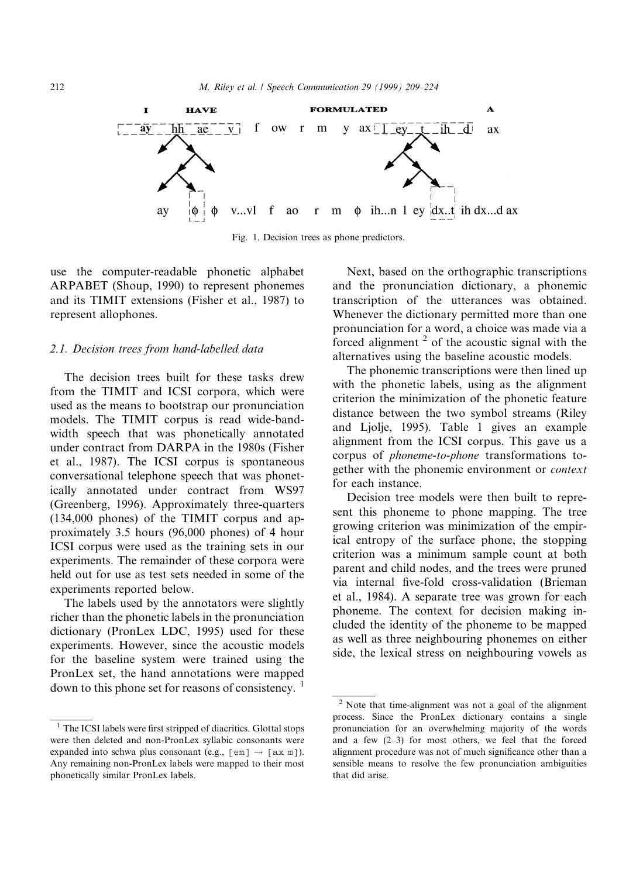I HAVE FORMULATED A

ay hh ae v f ow r m y ax l ey t ih d ax

ay ϕ ϕ v...vl f ao r m ϕ ih...n l ey dx..t ih dx...d ax

Fig. 1. Decision trees as phone predictors.

use the computer-readable phonetic alphabet ARPABET (Shoup, 1990) to represent phonemes and its TIMIT extensions (Fisher et al., 1987) to represent allophones.

### 2.1. Decision trees from hand-labelled data

The decision trees built for these tasks drew from the TIMIT and ICSI corpora, which were used as the means to bootstrap our pronunciation models. The TIMIT corpus is read wide-bandwidth speech that was phonetically annotated under contract from DARPA in the 1980s (Fisher et al., 1987). The ICSI corpus is spontaneous conversational telephone speech that was phonetically annotated under contract from WS97 (Greenberg, 1996). Approximately three-quarters (134,000 phones) of the TIMIT corpus and approximately 3.5 hours (96,000 phones) of 4 hour ICSI corpus were used as the training sets in our experiments. The remainder of these corpora were held out for use as test sets needed in some of the experiments reported below.

The labels used by the annotators were slightly richer than the phonetic labels in the pronunciation dictionary (PronLex LDC, 1995) used for these experiments. However, since the acoustic models for the baseline system were trained using the PronLex set, the hand annotations were mapped down to this phone set for reasons of consistency. [1]

Next, based on the orthographic transcriptions and the pronunciation dictionary, a phonemic transcription of the utterances was obtained. Whenever the dictionary permitted more than one pronunciation for a word, a choice was made via a forced alignment [2] of the acoustic signal with the alternatives using the baseline acoustic models.

The phonemic transcriptions were then lined up with the phonetic labels, using as the alignment criterion the minimization of the phonetic feature distance between the two symbol streams (Riley and Ljolje, 1995). Table 1 gives an example alignment from the ICSI corpus. This gave us a corpus of *phoneme-to-phone* transformations together with the phonemic environment or *context* for each instance.

Decision tree models were then built to represent this phoneme to phone mapping. The tree growing criterion was minimization of the empirical entropy of the surface phone, the stopping criterion was a minimum sample count at both parent and child nodes, and the trees were pruned via internal five-fold cross-validation (Brieman et al., 1984). A separate tree was grown for each phoneme. The context for decision making included the identity of the phoneme to be mapped as well as three neighbouring phonemes on either side, the lexical stress on neighbouring vowels as

---

[1] The ICSI labels were first stripped of diacritics. Glottal stops were then deleted and non-PronLex syllabic consonants were expanded into schwa plus consonant (e.g., [em] → [ax m]). Any remaining non-PronLex labels were mapped to their most phonetically similar PronLex labels.

[2] Note that time-alignment was not a goal of the alignment process. Since the PronLex dictionary contains a single pronunciation for an overwhelming majority of the words and a few (2–3) for most others, we feel that the forced alignment procedure was not of much significance other than a sensible means to resolve the few pronunciation ambiguities that did arise.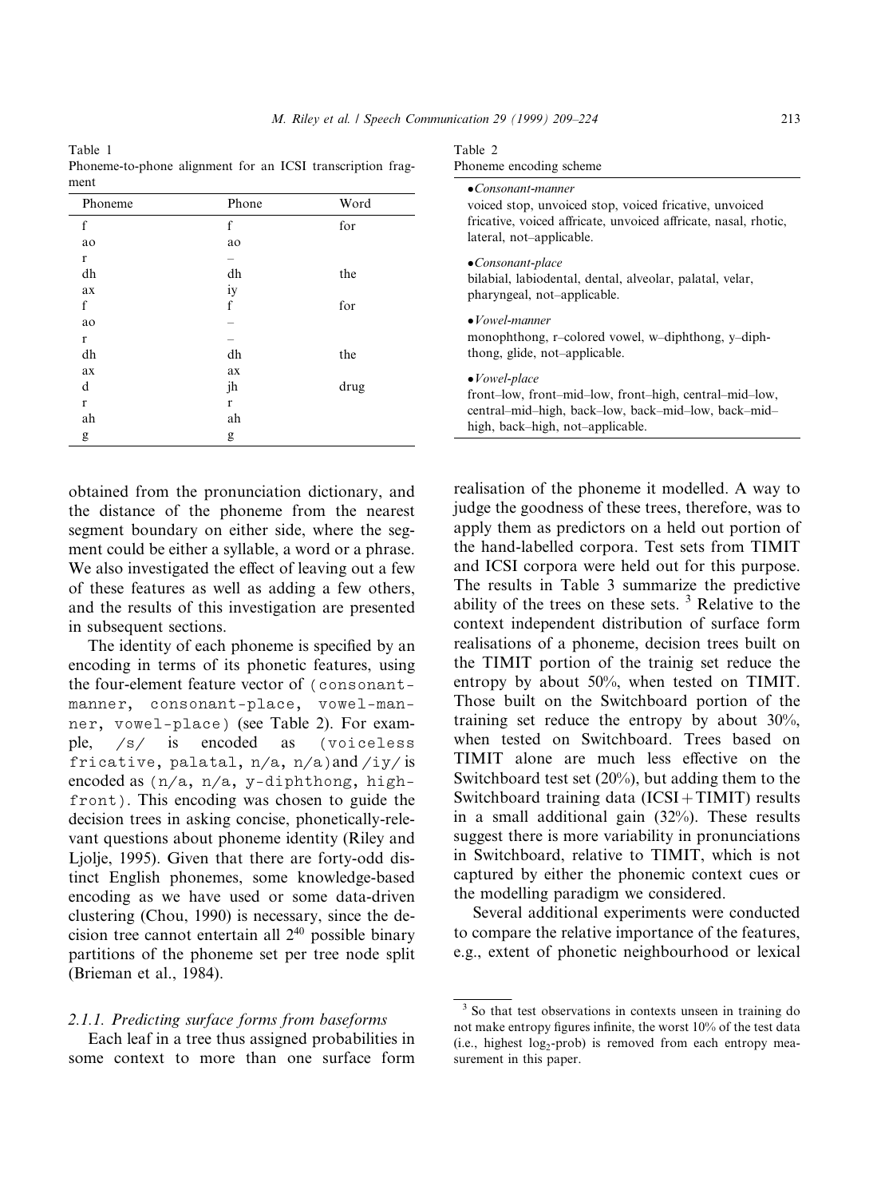Table 1
Phoneme-to-phone alignment for an ICSI transcription fragment

| Phoneme | Phone | Word |
|---|---|---|
| f | f | for |
| ao | ao | |
| r | – | |
| dh | dh | the |
| ax | iy | |
| f | f | for |
| ao | – | |
| r | – | |
| dh | dh | the |
| ax | ax | |
| d | jh | drug |
| r | r | |
| ah | ah | |
| g | g | |

Table 2
Phoneme encoding scheme

- *Consonant-manner*
  voiced stop, unvoiced stop, voiced fricative, unvoiced fricative, voiced affricate, unvoiced affricate, nasal, rhotic, lateral, not–applicable.
- *Consonant-place*
  bilabial, labiodental, dental, alveolar, palatal, velar, pharyngeal, not–applicable.
- *Vowel-manner*
  monophthong, r–colored vowel, w–diphthong, y–diphthong, glide, not–applicable.
- *Vowel-place*
  front–low, front–mid–low, front–high, central–mid–low, central–mid–high, back–low, back–mid–low, back–mid–high, back–high, not–applicable.

obtained from the pronunciation dictionary, and the distance of the phoneme from the nearest segment boundary on either side, where the segment could be either a syllable, a word or a phrase. We also investigated the effect of leaving out a few of these features as well as adding a few others, and the results of this investigation are presented in subsequent sections.

The identity of each phoneme is specified by an encoding in terms of its phonetic features, using the four-element feature vector of (`consonant-manner`, `consonant-place`, `vowel-manner`, `vowel-place`) (see Table 2). For example, /s/ is encoded as (`voiceless fricative`, `palatal`, `n/a`, `n/a`) and /iy/ is encoded as (`n/a`, `n/a`, `y-diphthong`, `high-front`). This encoding was chosen to guide the decision trees in asking concise, phonetically-relevant questions about phoneme identity (Riley and Ljolje, 1995). Given that there are forty-odd distinct English phonemes, some knowledge-based encoding as we have used or some data-driven clustering (Chou, 1990) is necessary, since the decision tree cannot entertain all $2^{40}$ possible binary partitions of the phoneme set per tree node split (Brieman et al., 1984).

#### 2.1.1. Predicting surface forms from baseforms

Each leaf in a tree thus assigned probabilities in some context to more than one surface form realisation of the phoneme it modelled. A way to judge the goodness of these trees, therefore, was to apply them as predictors on a held out portion of the hand-labelled corpora. Test sets from TIMIT and ICSI corpora were held out for this purpose. The results in Table 3 summarize the predictive ability of the trees on these sets. [3] Relative to the context independent distribution of surface form realisations of a phoneme, decision trees built on the TIMIT portion of the trainig set reduce the entropy by about 50%, when tested on TIMIT. Those built on the Switchboard portion of the training set reduce the entropy by about 30%, when tested on Switchboard. Trees based on TIMIT alone are much less effective on the Switchboard test set (20%), but adding them to the Switchboard training data (ICSI + TIMIT) results in a small additional gain (32%). These results suggest there is more variability in pronunciations in Switchboard, relative to TIMIT, which is not captured by either the phonemic context cues or the modelling paradigm we considered.

Several additional experiments were conducted to compare the relative importance of the features, e.g., extent of phonetic neighbourhood or lexical

[3] So that test observations in contexts unseen in training do not make entropy figures infinite, the worst 10% of the test data (i.e., highest $\log_2$-prob) is removed from each entropy measurement in this paper.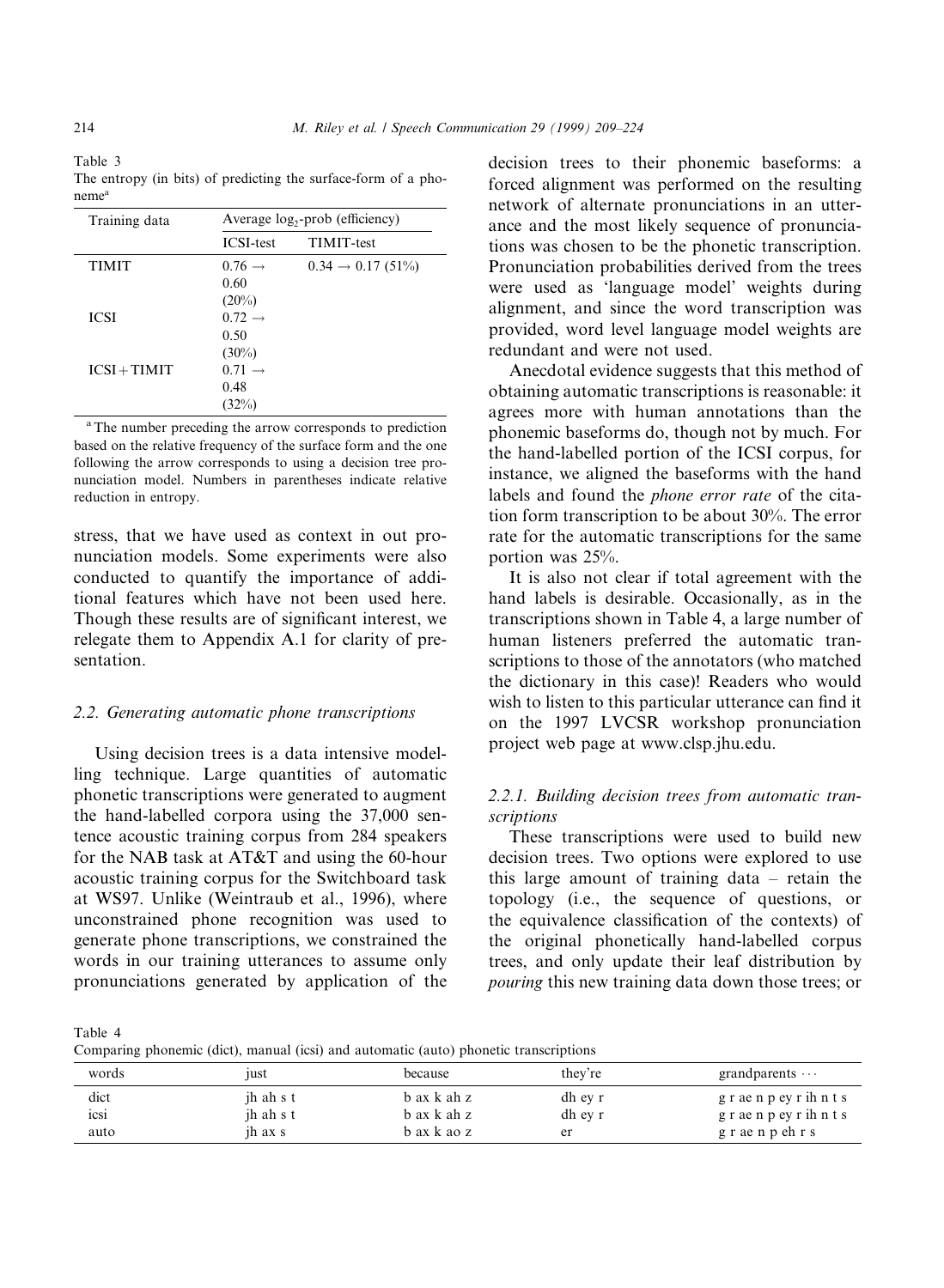Table 3
The entropy (in bits) of predicting the surface-form of a phoneme[a]

| Training data | Average $\log_2$-prob (efficiency) | |
|---|---|---|
| | ICSI-test | TIMIT-test |
| TIMIT | $0.76 \rightarrow 0.60$ (20%) | $0.34 \rightarrow 0.17$ (51%) |
| ICSI | $0.72 \rightarrow 0.50$ (30%) | |
| ICSI + TIMIT | $0.71 \rightarrow 0.48$ (32%) | |

[a] The number preceding the arrow corresponds to prediction based on the relative frequency of the surface form and the one following the arrow corresponds to using a decision tree pronunciation model. Numbers in parentheses indicate relative reduction in entropy.

stress, that we have used as context in out pronunciation models. Some experiments were also conducted to quantify the importance of additional features which have not been used here. Though these results are of significant interest, we relegate them to Appendix A.1 for clarity of presentation.

### 2.2. Generating automatic phone transcriptions

Using decision trees is a data intensive modelling technique. Large quantities of automatic phonetic transcriptions were generated to augment the hand-labelled corpora using the 37,000 sentence acoustic training corpus from 284 speakers for the NAB task at AT&T and using the 60-hour acoustic training corpus for the Switchboard task at WS97. Unlike (Weintraub et al., 1996), where unconstrained phone recognition was used to generate phone transcriptions, we constrained the words in our training utterances to assume only pronunciations generated by application of the decision trees to their phonemic baseforms: a forced alignment was performed on the resulting network of alternate pronunciations in an utterance and the most likely sequence of pronunciations was chosen to be the phonetic transcription. Pronunciation probabilities derived from the trees were used as 'language model' weights during alignment, and since the word transcription was provided, word level language model weights are redundant and were not used.

Anecdotal evidence suggests that this method of obtaining automatic transcriptions is reasonable: it agrees more with human annotations than the phonemic baseforms do, though not by much. For the hand-labelled portion of the ICSI corpus, for instance, we aligned the baseforms with the hand labels and found the *phone error rate* of the citation form transcription to be about 30%. The error rate for the automatic transcriptions for the same portion was 25%.

It is also not clear if total agreement with the hand labels is desirable. Occasionally, as in the transcriptions shown in Table 4, a large number of human listeners preferred the automatic transcriptions to those of the annotators (who matched the dictionary in this case)! Readers who would wish to listen to this particular utterance can find it on the 1997 LVCSR workshop pronunciation project web page at www.clsp.jhu.edu.

#### 2.2.1. Building decision trees from automatic transcriptions

These transcriptions were used to build new decision trees. Two options were explored to use this large amount of training data – retain the topology (i.e., the sequence of questions, or the equivalence classification of the contexts) of the original phonetically hand-labelled corpus trees, and only update their leaf distribution by *pouring* this new training data down those trees; or

Table 4
Comparing phonemic (dict), manual (icsi) and automatic (auto) phonetic transcriptions

| words | just | because | they're | grandparents ⋯ |
|---|---|---|---|---|
| dict | jh ah s t | b ax k ah z | dh ey r | g r ae n p ey r ih n t s |
| icsi | jh ah s t | b ax k ah z | dh ey r | g r ae n p ey r ih n t s |
| auto | jh ax s | b ax k ao z | er | g r ae n p eh r s |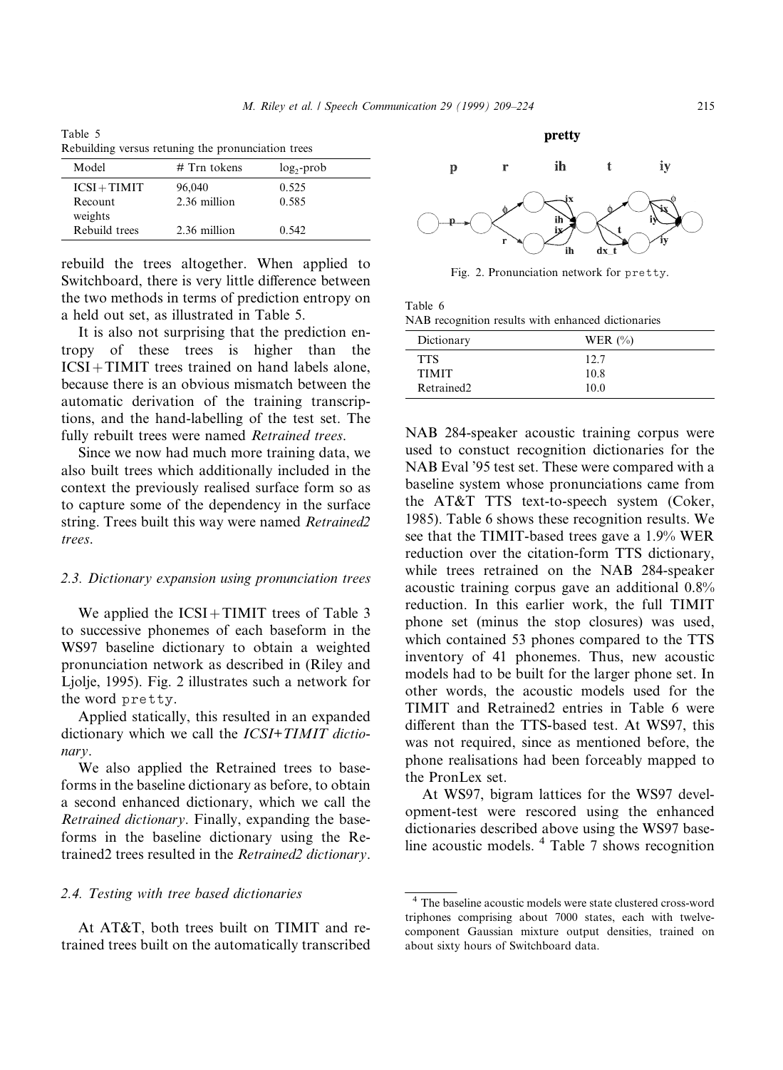Table 5
Rebuilding versus retuning the pronunciation trees

| Model | # Trn tokens | $\log_2$-prob |
|---|---|---|
| ICSI + TIMIT | 96,040 | 0.525 |
| Recount weights | 2.36 million | 0.585 |
| Rebuild trees | 2.36 million | 0.542 |

rebuild the trees altogether. When applied to Switchboard, there is very little difference between the two methods in terms of prediction entropy on a held out set, as illustrated in Table 5.

It is also not surprising that the prediction entropy of these trees is higher than the ICSI + TIMIT trees trained on hand labels alone, because there is an obvious mismatch between the automatic derivation of the training transcriptions, and the hand-labelling of the test set. The fully rebuilt trees were named *Retrained trees*.

Since we now had much more training data, we also built trees which additionally included in the context the previously realised surface form so as to capture some of the dependency in the surface string. Trees built this way were named *Retrained2 trees*.

### 2.3. Dictionary expansion using pronunciation trees

We applied the ICSI + TIMIT trees of Table 3 to successive phonemes of each baseform in the WS97 baseline dictionary to obtain a weighted pronunciation network as described in (Riley and Ljolje, 1995). Fig. 2 illustrates such a network for the word `pretty`.

Applied statically, this resulted in an expanded dictionary which we call the *ICSI+TIMIT dictionary*.

We also applied the Retrained trees to baseforms in the baseline dictionary as before, to obtain a second enhanced dictionary, which we call the *Retrained dictionary*. Finally, expanding the baseforms in the baseline dictionary using the Retrained2 trees resulted in the *Retrained2 dictionary*.

### 2.4. Testing with tree based dictionaries

At AT&T, both trees built on TIMIT and retrained trees built on the automatically transcribed NAB 284-speaker acoustic training corpus were used to constuct recognition dictionaries for the NAB Eval '95 test set. These were compared with a baseline system whose pronunciations came from the AT&T TTS text-to-speech system (Coker, 1985). Table 6 shows these recognition results. We see that the TIMIT-based trees gave a 1.9% WER reduction over the citation-form TTS dictionary, while trees retrained on the NAB 284-speaker acoustic training corpus gave an additional 0.8% reduction. In this earlier work, the full TIMIT phone set (minus the stop closures) was used, which contained 53 phones compared to the TTS inventory of 41 phonemes. Thus, new acoustic models had to be built for the larger phone set. In other words, the acoustic models used for the TIMIT and Retrained2 entries in Table 6 were different than the TTS-based test. At WS97, this was not required, since as mentioned before, the phone realisations had been forceably mapped to the PronLex set.

Fig. 2. Pronunciation network for `pretty`.

Table 6
NAB recognition results with enhanced dictionaries

| Dictionary | WER (%) |
|---|---|
| TTS | 12.7 |
| TIMIT | 10.8 |
| Retrained2 | 10.0 |

At WS97, bigram lattices for the WS97 development-test were rescored using the enhanced dictionaries described above using the WS97 baseline acoustic models. [4] Table 7 shows recognition

[4] The baseline acoustic models were state clustered cross-word triphones comprising about 7000 states, each with twelve-component Gaussian mixture output densities, trained on about sixty hours of Switchboard data.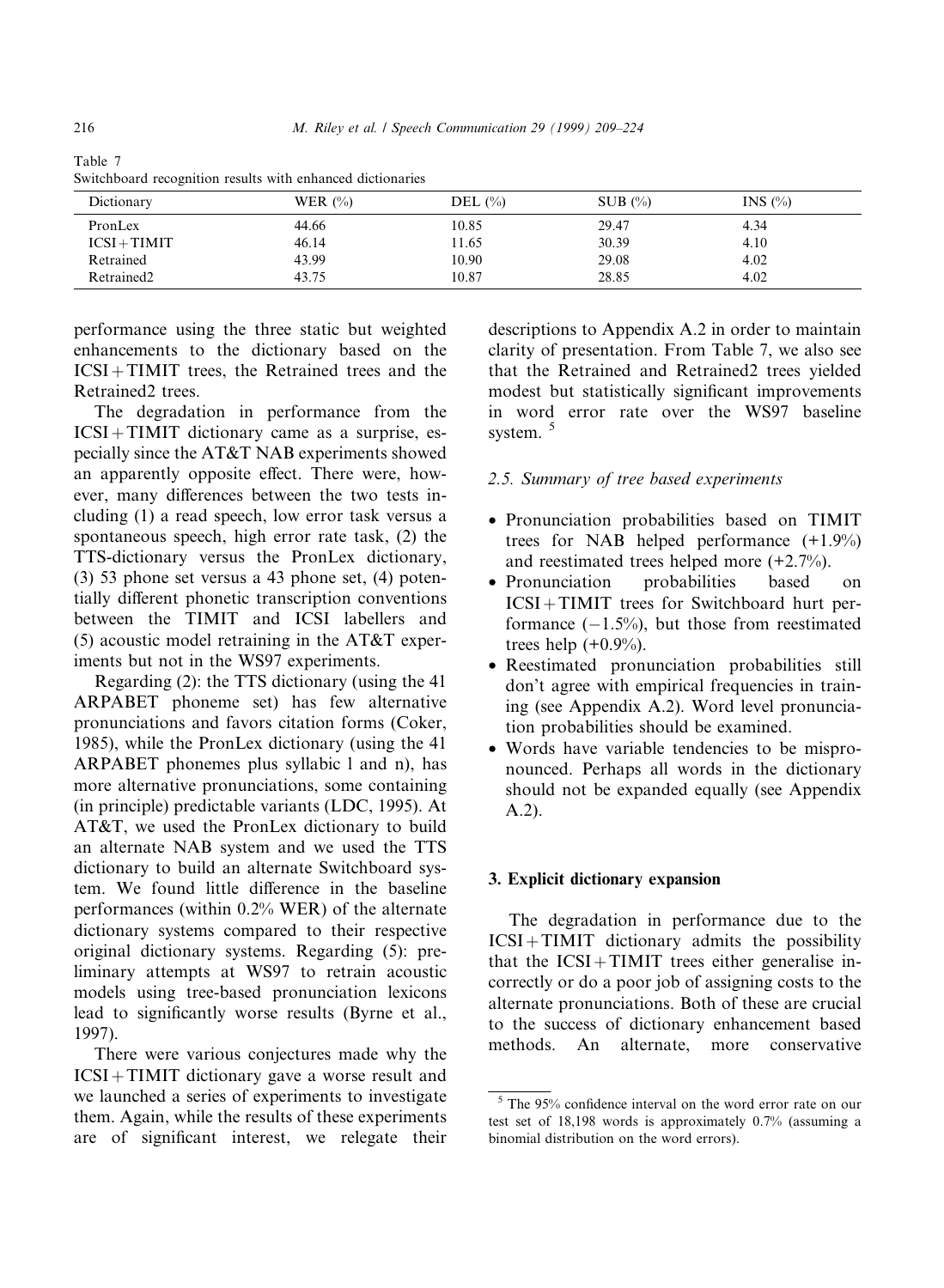Table 7
Switchboard recognition results with enhanced dictionaries

| Dictionary | WER (%) | DEL (%) | SUB (%) | INS (%) |
|---|---|---|---|---|
| PronLex | 44.66 | 10.85 | 29.47 | 4.34 |
| ICSI + TIMIT | 46.14 | 11.65 | 30.39 | 4.10 |
| Retrained | 43.99 | 10.90 | 29.08 | 4.02 |
| Retrained2 | 43.75 | 10.87 | 28.85 | 4.02 |

performance using the three static but weighted enhancements to the dictionary based on the ICSI + TIMIT trees, the Retrained trees and the Retrained2 trees.

The degradation in performance from the ICSI + TIMIT dictionary came as a surprise, especially since the AT&T NAB experiments showed an apparently opposite effect. There were, however, many differences between the two tests including (1) a read speech, low error task versus a spontaneous speech, high error rate task, (2) the TTS-dictionary versus the PronLex dictionary, (3) 53 phone set versus a 43 phone set, (4) potentially different phonetic transcription conventions between the TIMIT and ICSI labellers and (5) acoustic model retraining in the AT&T experiments but not in the WS97 experiments.

Regarding (2): the TTS dictionary (using the 41 ARPABET phoneme set) has few alternative pronunciations and favors citation forms (Coker, 1985), while the PronLex dictionary (using the 41 ARPABET phonemes plus syllabic l and n), has more alternative pronunciations, some containing (in principle) predictable variants (LDC, 1995). At AT&T, we used the PronLex dictionary to build an alternate NAB system and we used the TTS dictionary to build an alternate Switchboard system. We found little difference in the baseline performances (within 0.2% WER) of the alternate dictionary systems compared to their respective original dictionary systems. Regarding (5): preliminary attempts at WS97 to retrain acoustic models using tree-based pronunciation lexicons lead to significantly worse results (Byrne et al., 1997).

There were various conjectures made why the ICSI + TIMIT dictionary gave a worse result and we launched a series of experiments to investigate them. Again, while the results of these experiments are of significant interest, we relegate their descriptions to Appendix A.2 in order to maintain clarity of presentation. From Table 7, we also see that the Retrained and Retrained2 trees yielded modest but statistically significant improvements in word error rate over the WS97 baseline system. [5]

### 2.5. Summary of tree based experiments

- Pronunciation probabilities based on TIMIT trees for NAB helped performance (+1.9%) and reestimated trees helped more (+2.7%).
- Pronunciation probabilities based on ICSI + TIMIT trees for Switchboard hurt performance (−1.5%), but those from reestimated trees help (+0.9%).
- Reestimated pronunciation probabilities still don't agree with empirical frequencies in training (see Appendix A.2). Word level pronunciation probabilities should be examined.
- Words have variable tendencies to be mispronounced. Perhaps all words in the dictionary should not be expanded equally (see Appendix A.2).

## 3. Explicit dictionary expansion

The degradation in performance due to the ICSI + TIMIT dictionary admits the possibility that the ICSI + TIMIT trees either generalise incorrectly or do a poor job of assigning costs to the alternate pronunciations. Both of these are crucial to the success of dictionary enhancement based methods. An alternate, more conservative

[5] The 95% confidence interval on the word error rate on our test set of 18,198 words is approximately 0.7% (assuming a binomial distribution on the word errors).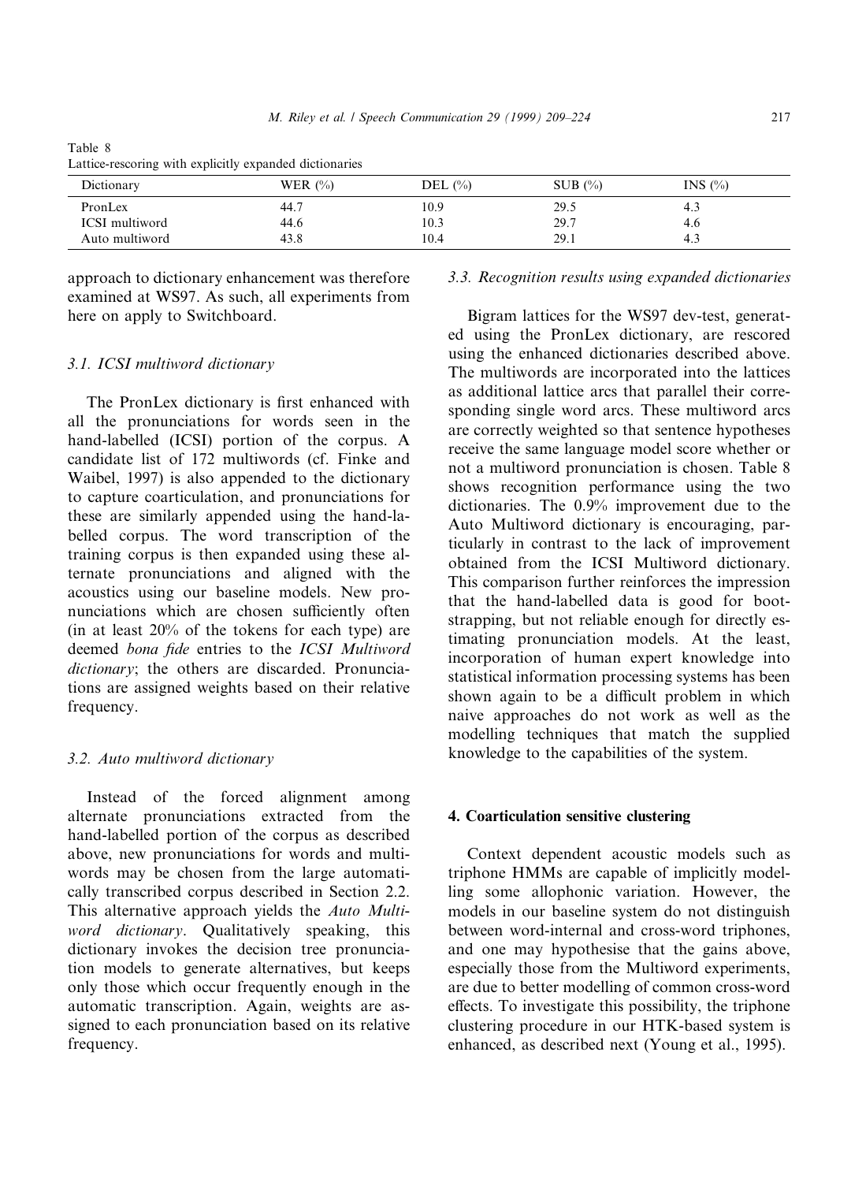Table 8
Lattice-rescoring with explicitly expanded dictionaries

| Dictionary | WER (%) | DEL (%) | SUB (%) | INS (%) |
|---|---|---|---|---|
| PronLex | 44.7 | 10.9 | 29.5 | 4.3 |
| ICSI multiword | 44.6 | 10.3 | 29.7 | 4.6 |
| Auto multiword | 43.8 | 10.4 | 29.1 | 4.3 |

approach to dictionary enhancement was therefore examined at WS97. As such, all experiments from here on apply to Switchboard.

### 3.1. ICSI multiword dictionary

The PronLex dictionary is first enhanced with all the pronunciations for words seen in the hand-labelled (ICSI) portion of the corpus. A candidate list of 172 multiwords (cf. Finke and Waibel, 1997) is also appended to the dictionary to capture coarticulation, and pronunciations for these are similarly appended using the hand-labelled corpus. The word transcription of the training corpus is then expanded using these alternate pronunciations and aligned with the acoustics using our baseline models. New pronunciations which are chosen sufficiently often (in at least 20% of the tokens for each type) are deemed *bona fide* entries to the *ICSI Multiword dictionary*; the others are discarded. Pronunciations are assigned weights based on their relative frequency.

### 3.2. Auto multiword dictionary

Instead of the forced alignment among alternate pronunciations extracted from the hand-labelled portion of the corpus as described above, new pronunciations for words and multiwords may be chosen from the large automatically transcribed corpus described in Section 2.2. This alternative approach yields the *Auto Multiword dictionary*. Qualitatively speaking, this dictionary invokes the decision tree pronunciation models to generate alternatives, but keeps only those which occur frequently enough in the automatic transcription. Again, weights are assigned to each pronunciation based on its relative frequency.

### 3.3. Recognition results using expanded dictionaries

Bigram lattices for the WS97 dev-test, generated using the PronLex dictionary, are rescored using the enhanced dictionaries described above. The multiwords are incorporated into the lattices as additional lattice arcs that parallel their corresponding single word arcs. These multiword arcs are correctly weighted so that sentence hypotheses receive the same language model score whether or not a multiword pronunciation is chosen. Table 8 shows recognition performance using the two dictionaries. The 0.9% improvement due to the Auto Multiword dictionary is encouraging, particularly in contrast to the lack of improvement obtained from the ICSI Multiword dictionary. This comparison further reinforces the impression that the hand-labelled data is good for bootstrapping, but not reliable enough for directly estimating pronunciation models. At the least, incorporation of human expert knowledge into statistical information processing systems has been shown again to be a difficult problem in which naive approaches do not work as well as the modelling techniques that match the supplied knowledge to the capabilities of the system.

## 4. Coarticulation sensitive clustering

Context dependent acoustic models such as triphone HMMs are capable of implicitly modelling some allophonic variation. However, the models in our baseline system do not distinguish between word-internal and cross-word triphones, and one may hypothesise that the gains above, especially those from the Multiword experiments, are due to better modelling of common cross-word effects. To investigate this possibility, the triphone clustering procedure in our HTK-based system is enhanced, as described next (Young et al., 1995).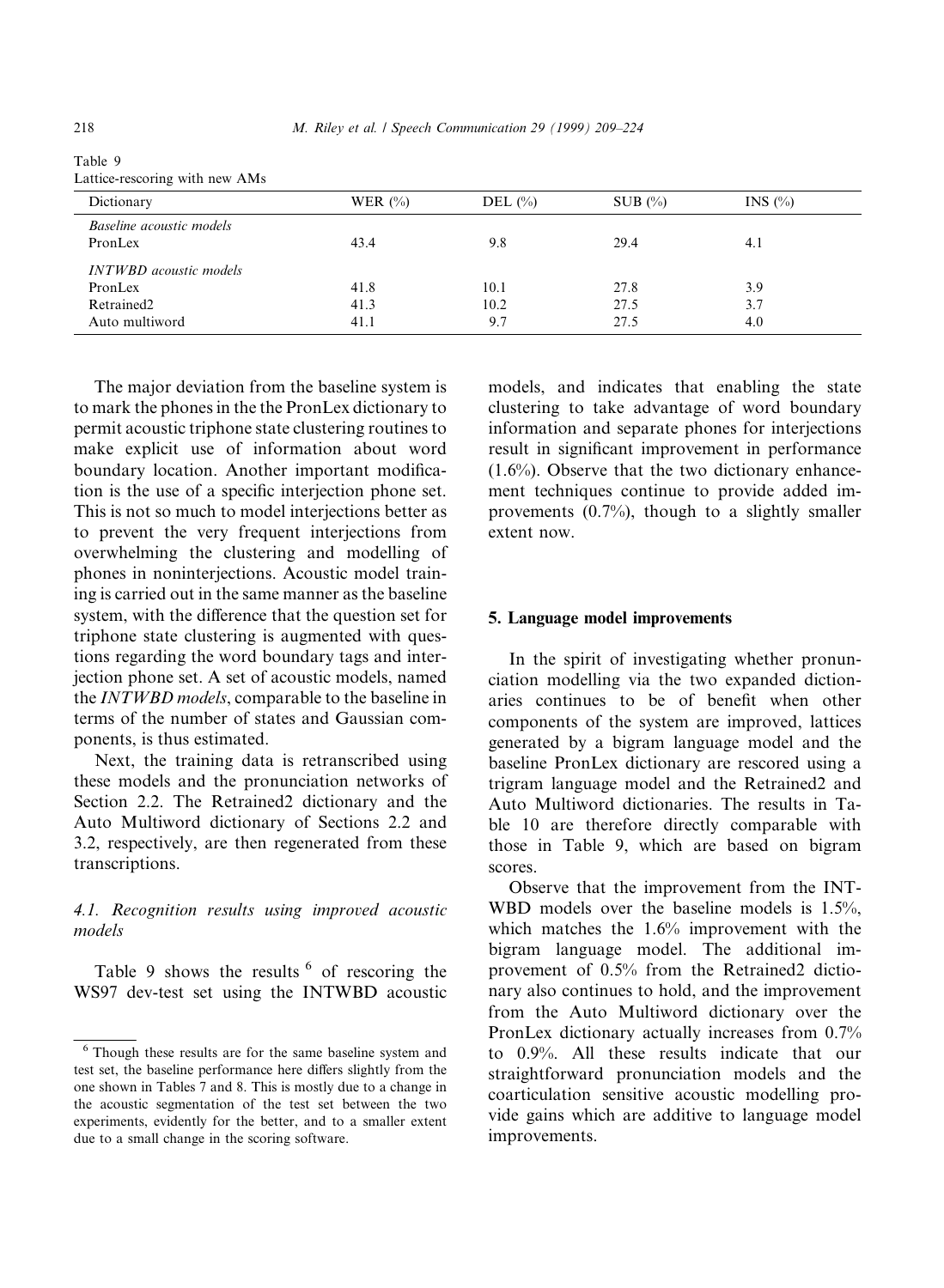Table 9
Lattice-rescoring with new AMs

| Dictionary | WER (%) | DEL (%) | SUB (%) | INS (%) |
|---|---|---|---|---|
| *Baseline acoustic models* | | | | |
| PronLex | 43.4 | 9.8 | 29.4 | 4.1 |
| *INTWBD acoustic models* | | | | |
| PronLex | 41.8 | 10.1 | 27.8 | 3.9 |
| Retrained2 | 41.3 | 10.2 | 27.5 | 3.7 |
| Auto multiword | 41.1 | 9.7 | 27.5 | 4.0 |

The major deviation from the baseline system is to mark the phones in the the PronLex dictionary to permit acoustic triphone state clustering routines to make explicit use of information about word boundary location. Another important modification is the use of a specific interjection phone set. This is not so much to model interjections better as to prevent the very frequent interjections from overwhelming the clustering and modelling of phones in noninterjections. Acoustic model training is carried out in the same manner as the baseline system, with the difference that the question set for triphone state clustering is augmented with questions regarding the word boundary tags and interjection phone set. A set of acoustic models, named the *INTWBD models*, comparable to the baseline in terms of the number of states and Gaussian components, is thus estimated.

Next, the training data is retranscribed using these models and the pronunciation networks of Section 2.2. The Retrained2 dictionary and the Auto Multiword dictionary of Sections 2.2 and 3.2, respectively, are then regenerated from these transcriptions.

### 4.1. Recognition results using improved acoustic models

Table 9 shows the results [6] of rescoring the WS97 dev-test set using the INTWBD acoustic models, and indicates that enabling the state clustering to take advantage of word boundary information and separate phones for interjections result in significant improvement in performance (1.6%). Observe that the two dictionary enhancement techniques continue to provide added improvements (0.7%), though to a slightly smaller extent now.

## 5. Language model improvements

In the spirit of investigating whether pronunciation modelling via the two expanded dictionaries continues to be of benefit when other components of the system are improved, lattices generated by a bigram language model and the baseline PronLex dictionary are rescored using a trigram language model and the Retrained2 and Auto Multiword dictionaries. The results in Table 10 are therefore directly comparable with those in Table 9, which are based on bigram scores.

Observe that the improvement from the INTWBD models over the baseline models is 1.5%, which matches the 1.6% improvement with the bigram language model. The additional improvement of 0.5% from the Retrained2 dictionary also continues to hold, and the improvement from the Auto Multiword dictionary over the PronLex dictionary actually increases from 0.7% to 0.9%. All these results indicate that our straightforward pronunciation models and the coarticulation sensitive acoustic modelling provide gains which are additive to language model improvements.

[6] Though these results are for the same baseline system and test set, the baseline performance here differs slightly from the one shown in Tables 7 and 8. This is mostly due to a change in the acoustic segmentation of the test set between the two experiments, evidently for the better, and to a smaller extent due to a small change in the scoring software.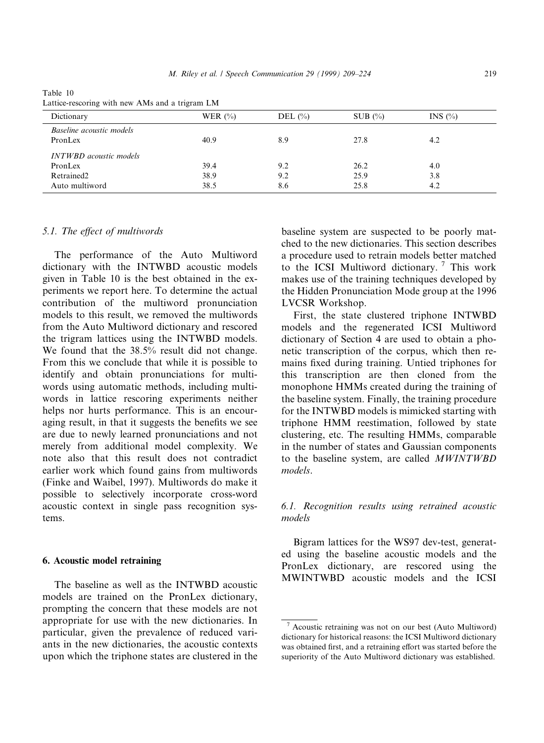Table 10
Lattice-rescoring with new AMs and a trigram LM

| Dictionary | WER (%) | DEL (%) | SUB (%) | INS (%) |
|---|---|---|---|---|
| *Baseline acoustic models* | | | | |
| PronLex | 40.9 | 8.9 | 27.8 | 4.2 |
| *INTWBD acoustic models* | | | | |
| PronLex | 39.4 | 9.2 | 26.2 | 4.0 |
| Retrained2 | 38.9 | 9.2 | 25.9 | 3.8 |
| Auto multiword | 38.5 | 8.6 | 25.8 | 4.2 |

### 5.1. The effect of multiwords

The performance of the Auto Multiword dictionary with the INTWBD acoustic models given in Table 10 is the best obtained in the experiments we report here. To determine the actual contribution of the multiword pronunciation models to this result, we removed the multiwords from the Auto Multiword dictionary and rescored the trigram lattices using the INTWBD models. We found that the 38.5% result did not change. From this we conclude that while it is possible to identify and obtain pronunciations for multiwords using automatic methods, including multiwords in lattice rescoring experiments neither helps nor hurts performance. This is an encouraging result, in that it suggests the benefits we see are due to newly learned pronunciations and not merely from additional model complexity. We note also that this result does not contradict earlier work which found gains from multiwords (Finke and Waibel, 1997). Multiwords do make it possible to selectively incorporate cross-word acoustic context in single pass recognition systems.

## 6. Acoustic model retraining

The baseline as well as the INTWBD acoustic models are trained on the PronLex dictionary, prompting the concern that these models are not appropriate for use with the new dictionaries. In particular, given the prevalence of reduced variants in the new dictionaries, the acoustic contexts upon which the triphone states are clustered in the baseline system are suspected to be poorly matched to the new dictionaries. This section describes a procedure used to retrain models better matched to the ICSI Multiword dictionary. [7] This work makes use of the training techniques developed by the Hidden Pronunciation Mode group at the 1996 LVCSR Workshop.

First, the state clustered triphone INTWBD models and the regenerated ICSI Multiword dictionary of Section 4 are used to obtain a phonetic transcription of the corpus, which then remains fixed during training. Untied triphones for this transcription are then cloned from the monophone HMMs created during the training of the baseline system. Finally, the training procedure for the INTWBD models is mimicked starting with triphone HMM reestimation, followed by state clustering, etc. The resulting HMMs, comparable in the number of states and Gaussian components to the baseline system, are called *MWINTWBD models*.

### 6.1. Recognition results using retrained acoustic models

Bigram lattices for the WS97 dev-test, generated using the baseline acoustic models and the PronLex dictionary, are rescored using the MWINTWBD acoustic models and the ICSI

---

[7] Acoustic retraining was not on our best (Auto Multiword) dictionary for historical reasons: the ICSI Multiword dictionary was obtained first, and a retraining effort was started before the superiority of the Auto Multiword dictionary was established.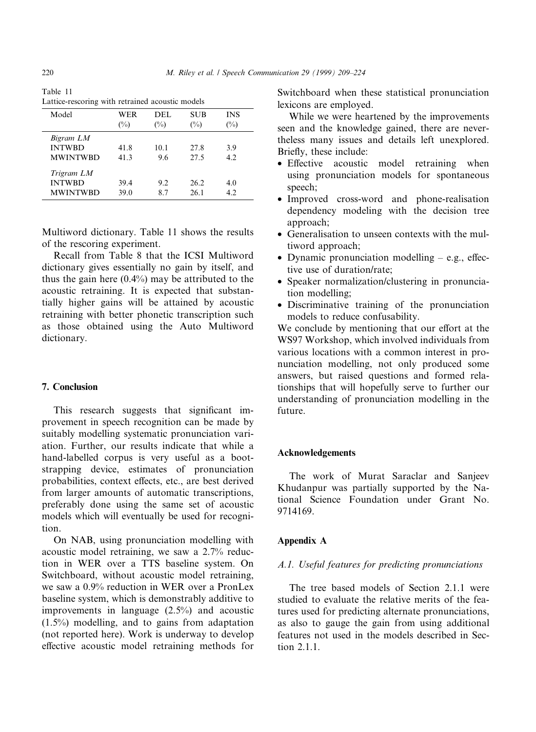Table 11
Lattice-rescoring with retrained acoustic models

| Model | WER (%) | DEL (%) | SUB (%) | INS (%) |
|---|---|---|---|---|
| *Bigram LM* | | | | |
| INTWBD | 41.8 | 10.1 | 27.8 | 3.9 |
| MWINTWBD | 41.3 | 9.6 | 27.5 | 4.2 |
| *Trigram LM* | | | | |
| INTWBD | 39.4 | 9.2 | 26.2 | 4.0 |
| MWINTWBD | 39.0 | 8.7 | 26.1 | 4.2 |

Multiword dictionary. Table 11 shows the results of the rescoring experiment.

Recall from Table 8 that the ICSI Multiword dictionary gives essentially no gain by itself, and thus the gain here (0.4%) may be attributed to the acoustic retraining. It is expected that substantially higher gains will be attained by acoustic retraining with better phonetic transcription such as those obtained using the Auto Multiword dictionary.

## 7. Conclusion

This research suggests that significant improvement in speech recognition can be made by suitably modelling systematic pronunciation variation. Further, our results indicate that while a hand-labelled corpus is very useful as a bootstrapping device, estimates of pronunciation probabilities, context effects, etc., are best derived from larger amounts of automatic transcriptions, preferably done using the same set of acoustic models which will eventually be used for recognition.

On NAB, using pronunciation modelling with acoustic model retraining, we saw a 2.7% reduction in WER over a TTS baseline system. On Switchboard, without acoustic model retraining, we saw a 0.9% reduction in WER over a PronLex baseline system, which is demonstrably additive to improvements in language (2.5%) and acoustic (1.5%) modelling, and to gains from adaptation (not reported here). Work is underway to develop effective acoustic model retraining methods for Switchboard when these statistical pronunciation lexicons are employed.

While we were heartened by the improvements seen and the knowledge gained, there are nevertheless many issues and details left unexplored. Briefly, these include:

- Effective acoustic model retraining when using pronunciation models for spontaneous speech;
- Improved cross-word and phone-realisation dependency modeling with the decision tree approach;
- Generalisation to unseen contexts with the multiword approach;
- Dynamic pronunciation modelling – e.g., effective use of duration/rate;
- Speaker normalization/clustering in pronunciation modelling;
- Discriminative training of the pronunciation models to reduce confusability.

We conclude by mentioning that our effort at the WS97 Workshop, which involved individuals from various locations with a common interest in pronunciation modelling, not only produced some answers, but raised questions and formed relationships that will hopefully serve to further our understanding of pronunciation modelling in the future.

## Acknowledgements

The work of Murat Saraclar and Sanjeev Khudanpur was partially supported by the National Science Foundation under Grant No. 9714169.

## Appendix A

### *A.1. Useful features for predicting pronunciations*

The tree based models of Section 2.1.1 were studied to evaluate the relative merits of the features used for predicting alternate pronunciations, as also to gauge the gain from using additional features not used in the models described in Section 2.1.1.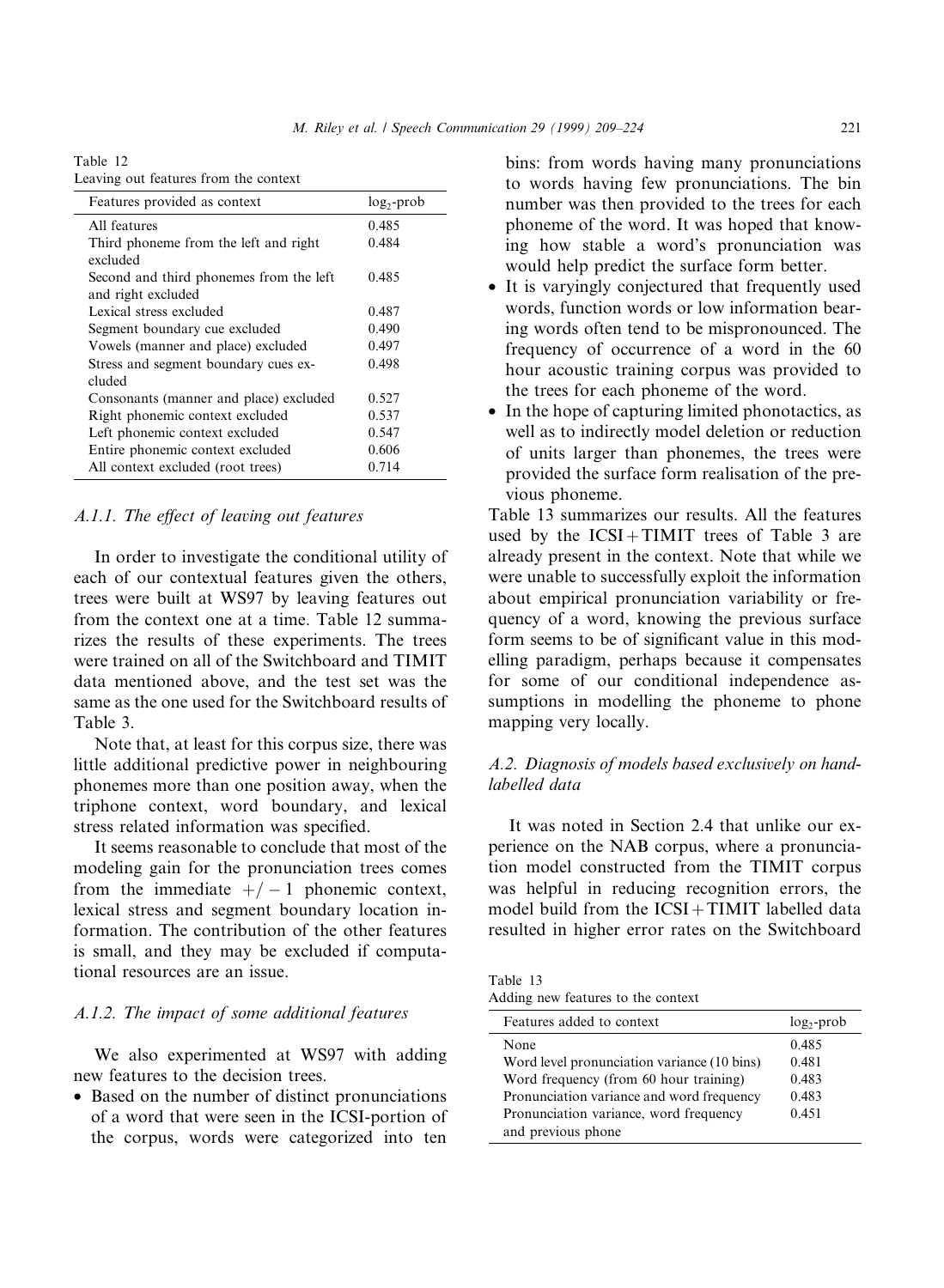Table 12
Leaving out features from the context

| Features provided as context | $\log_2$-prob |
|---|---|
| All features | 0.485 |
| Third phoneme from the left and right excluded | 0.484 |
| Second and third phonemes from the left and right excluded | 0.485 |
| Lexical stress excluded | 0.487 |
| Segment boundary cue excluded | 0.490 |
| Vowels (manner and place) excluded | 0.497 |
| Stress and segment boundary cues excluded | 0.498 |
| Consonants (manner and place) excluded | 0.527 |
| Right phonemic context excluded | 0.537 |
| Left phonemic context excluded | 0.547 |
| Entire phonemic context excluded | 0.606 |
| All context excluded (root trees) | 0.714 |

#### A.1.1. The effect of leaving out features

In order to investigate the conditional utility of each of our contextual features given the others, trees were built at WS97 by leaving features out from the context one at a time. Table 12 summarizes the results of these experiments. The trees were trained on all of the Switchboard and TIMIT data mentioned above, and the test set was the same as the one used for the Switchboard results of Table 3.

Note that, at least for this corpus size, there was little additional predictive power in neighbouring phonemes more than one position away, when the triphone context, word boundary, and lexical stress related information was specified.

It seems reasonable to conclude that most of the modeling gain for the pronunciation trees comes from the immediate $+/-1$ phonemic context, lexical stress and segment boundary location information. The contribution of the other features is small, and they may be excluded if computational resources are an issue.

#### A.1.2. The impact of some additional features

We also experimented at WS97 with adding new features to the decision trees.

- Based on the number of distinct pronunciations of a word that were seen in the ICSI-portion of the corpus, words were categorized into ten bins: from words having many pronunciations to words having few pronunciations. The bin number was then provided to the trees for each phoneme of the word. It was hoped that knowing how stable a word's pronunciation was would help predict the surface form better.
- It is varyingly conjectured that frequently used words, function words or low information bearing words often tend to be mispronounced. The frequency of occurrence of a word in the 60 hour acoustic training corpus was provided to the trees for each phoneme of the word.
- In the hope of capturing limited phonotactics, as well as to indirectly model deletion or reduction of units larger than phonemes, the trees were provided the surface form realisation of the previous phoneme.

Table 13 summarizes our results. All the features used by the ICSI + TIMIT trees of Table 3 are already present in the context. Note that while we were unable to successfully exploit the information about empirical pronunciation variability or frequency of a word, knowing the previous surface form seems to be of significant value in this modelling paradigm, perhaps because it compensates for some of our conditional independence assumptions in modelling the phoneme to phone mapping very locally.

### A.2. Diagnosis of models based exclusively on hand-labelled data

It was noted in Section 2.4 that unlike our experience on the NAB corpus, where a pronunciation model constructed from the TIMIT corpus was helpful in reducing recognition errors, the model build from the ICSI + TIMIT labelled data resulted in higher error rates on the Switchboard

Table 13
Adding new features to the context

| Features added to context | $\log_2$-prob |
|---|---|
| None | 0.485 |
| Word level pronunciation variance (10 bins) | 0.481 |
| Word frequency (from 60 hour training) | 0.483 |
| Pronunciation variance and word frequency | 0.483 |
| Pronunciation variance, word frequency and previous phone | 0.451 |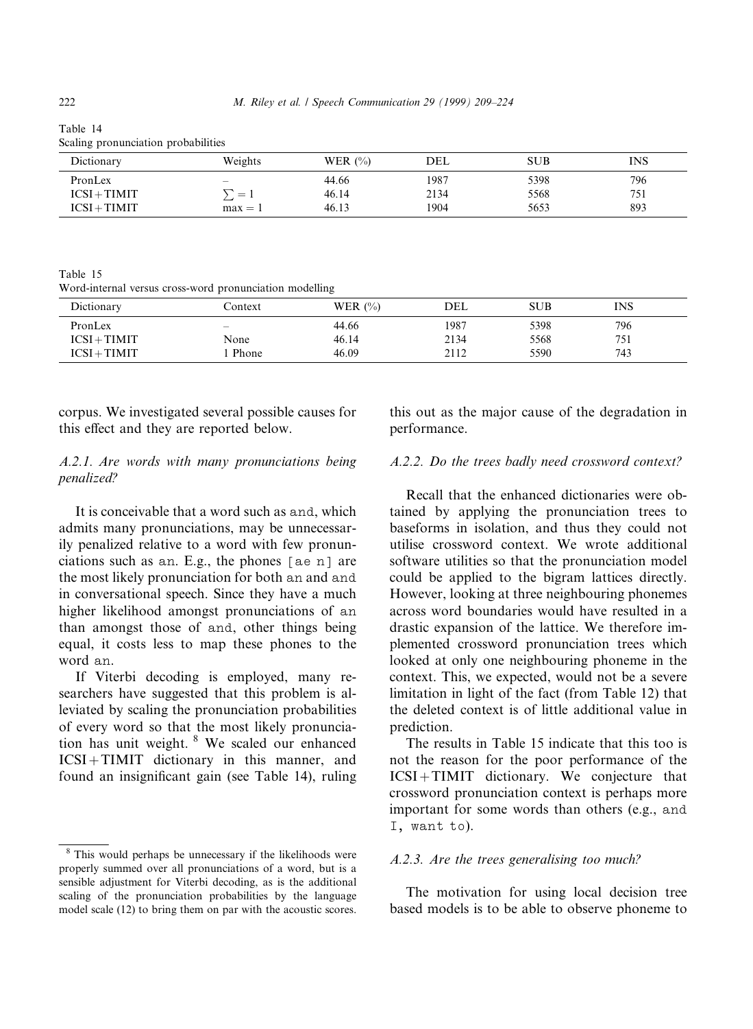Table 14
Scaling pronunciation probabilities

| Dictionary | Weights | WER (%) | DEL | SUB | INS |
|---|---|---|---|---|---|
| PronLex | – | 44.66 | 1987 | 5398 | 796 |
| ICSI + TIMIT | $\sum = 1$ | 46.14 | 2134 | 5568 | 751 |
| ICSI + TIMIT | $\max = 1$ | 46.13 | 1904 | 5653 | 893 |

Table 15
Word-internal versus cross-word pronunciation modelling

| Dictionary | Context | WER (%) | DEL | SUB | INS |
|---|---|---|---|---|---|
| PronLex | – | 44.66 | 1987 | 5398 | 796 |
| ICSI + TIMIT | None | 46.14 | 2134 | 5568 | 751 |
| ICSI + TIMIT | 1 Phone | 46.09 | 2112 | 5590 | 743 |

corpus. We investigated several possible causes for this effect and they are reported below.

### A.2.1. Are words with many pronunciations being penalized?

It is conceivable that a word such as `and`, which admits many pronunciations, may be unnecessarily penalized relative to a word with few pronunciations such as `an`. E.g., the phones `[ae n]` are the most likely pronunciation for both `an` and `and` in conversational speech. Since they have a much higher likelihood amongst pronunciations of `an` than amongst those of `and`, other things being equal, it costs less to map these phones to the word `an`.

If Viterbi decoding is employed, many researchers have suggested that this problem is alleviated by scaling the pronunciation probabilities of every word so that the most likely pronunciation has unit weight. [8] We scaled our enhanced ICSI + TIMIT dictionary in this manner, and found an insignificant gain (see Table 14), ruling this out as the major cause of the degradation in performance.

### A.2.2. Do the trees badly need crossword context?

Recall that the enhanced dictionaries were obtained by applying the pronunciation trees to baseforms in isolation, and thus they could not utilise crossword context. We wrote additional software utilities so that the pronunciation model could be applied to the bigram lattices directly. However, looking at three neighbouring phonemes across word boundaries would have resulted in a drastic expansion of the lattice. We therefore implemented crossword pronunciation trees which looked at only one neighbouring phoneme in the context. This, we expected, would not be a severe limitation in light of the fact (from Table 12) that the deleted context is of little additional value in prediction.

The results in Table 15 indicate that this too is not the reason for the poor performance of the ICSI + TIMIT dictionary. We conjecture that crossword pronunciation context is perhaps more important for some words than others (e.g., `and I`, `want to`).

### A.2.3. Are the trees generalising too much?

The motivation for using local decision tree based models is to be able to observe phoneme to

[8] This would perhaps be unnecessary if the likelihoods were properly summed over all pronunciations of a word, but is a sensible adjustment for Viterbi decoding, as is the additional scaling of the pronunciation probabilities by the language model scale (12) to bring them on par with the acoustic scores.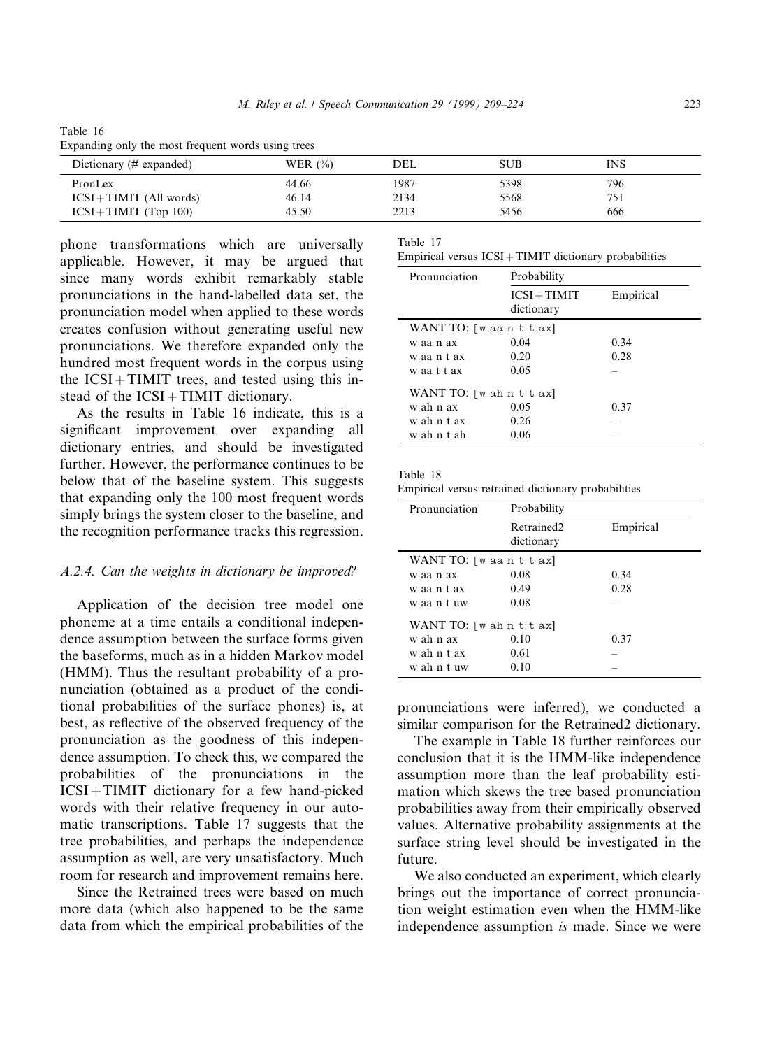Table 16
Expanding only the most frequent words using trees

| Dictionary (# expanded) | WER (%) | DEL | SUB | INS |
|---|---|---|---|---|
| PronLex | 44.66 | 1987 | 5398 | 796 |
| ICSI + TIMIT (All words) | 46.14 | 2134 | 5568 | 751 |
| ICSI + TIMIT (Top 100) | 45.50 | 2213 | 5456 | 666 |

phone transformations which are universally applicable. However, it may be argued that since many words exhibit remarkably stable pronunciations in the hand-labelled data set, the pronunciation model when applied to these words creates confusion without generating useful new pronunciations. We therefore expanded only the hundred most frequent words in the corpus using the ICSI + TIMIT trees, and tested using this instead of the ICSI + TIMIT dictionary.

As the results in Table 16 indicate, this is a significant improvement over expanding all dictionary entries, and should be investigated further. However, the performance continues to be below that of the baseline system. This suggests that expanding only the 100 most frequent words simply brings the system closer to the baseline, and the recognition performance tracks this regression.

#### A.2.4. Can the weights in dictionary be improved?

Application of the decision tree model one phoneme at a time entails a conditional independence assumption between the surface forms given the baseforms, much as in a hidden Markov model (HMM). Thus the resultant probability of a pronunciation (obtained as a product of the conditional probabilities of the surface phones) is, at best, as reflective of the observed frequency of the pronunciation as the goodness of this independence assumption. To check this, we compared the probabilities of the pronunciations in the ICSI + TIMIT dictionary for a few hand-picked words with their relative frequency in our automatic transcriptions. Table 17 suggests that the tree probabilities, and perhaps the independence assumption as well, are very unsatisfactory. Much room for research and improvement remains here.

Since the Retrained trees were based on much more data (which also happened to be the same data from which the empirical probabilities of the pronunciations were inferred), we conducted a similar comparison for the Retrained2 dictionary.

Table 17
Empirical versus ICSI + TIMIT dictionary probabilities

| Pronunciation | Probability | |
|---|---|---|
| | ICSI + TIMIT dictionary | Empirical |
| WANT TO: [w aa n t t ax] | | |
| w aa n ax | 0.04 | 0.34 |
| w aa n t ax | 0.20 | 0.28 |
| w aa t t ax | 0.05 | – |
| WANT TO: [w ah n t t ax] | | |
| w ah n ax | 0.05 | 0.37 |
| w ah n t ax | 0.26 | – |
| w ah n t ah | 0.06 | – |

Table 18
Empirical versus retrained dictionary probabilities

| Pronunciation | Probability | |
|---|---|---|
| | Retrained2 dictionary | Empirical |
| WANT TO: [w aa n t t ax] | | |
| w aa n ax | 0.08 | 0.34 |
| w aa n t ax | 0.49 | 0.28 |
| w aa n t uw | 0.08 | – |
| WANT TO: [w ah n t t ax] | | |
| w ah n ax | 0.10 | 0.37 |
| w ah n t ax | 0.61 | – |
| w ah n t uw | 0.10 | – |

The example in Table 18 further reinforces our conclusion that it is the HMM-like independence assumption more than the leaf probability estimation which skews the tree based pronunciation probabilities away from their empirically observed values. Alternative probability assignments at the surface string level should be investigated in the future.

We also conducted an experiment, which clearly brings out the importance of correct pronunciation weight estimation even when the HMM-like independence assumption *is* made. Since we were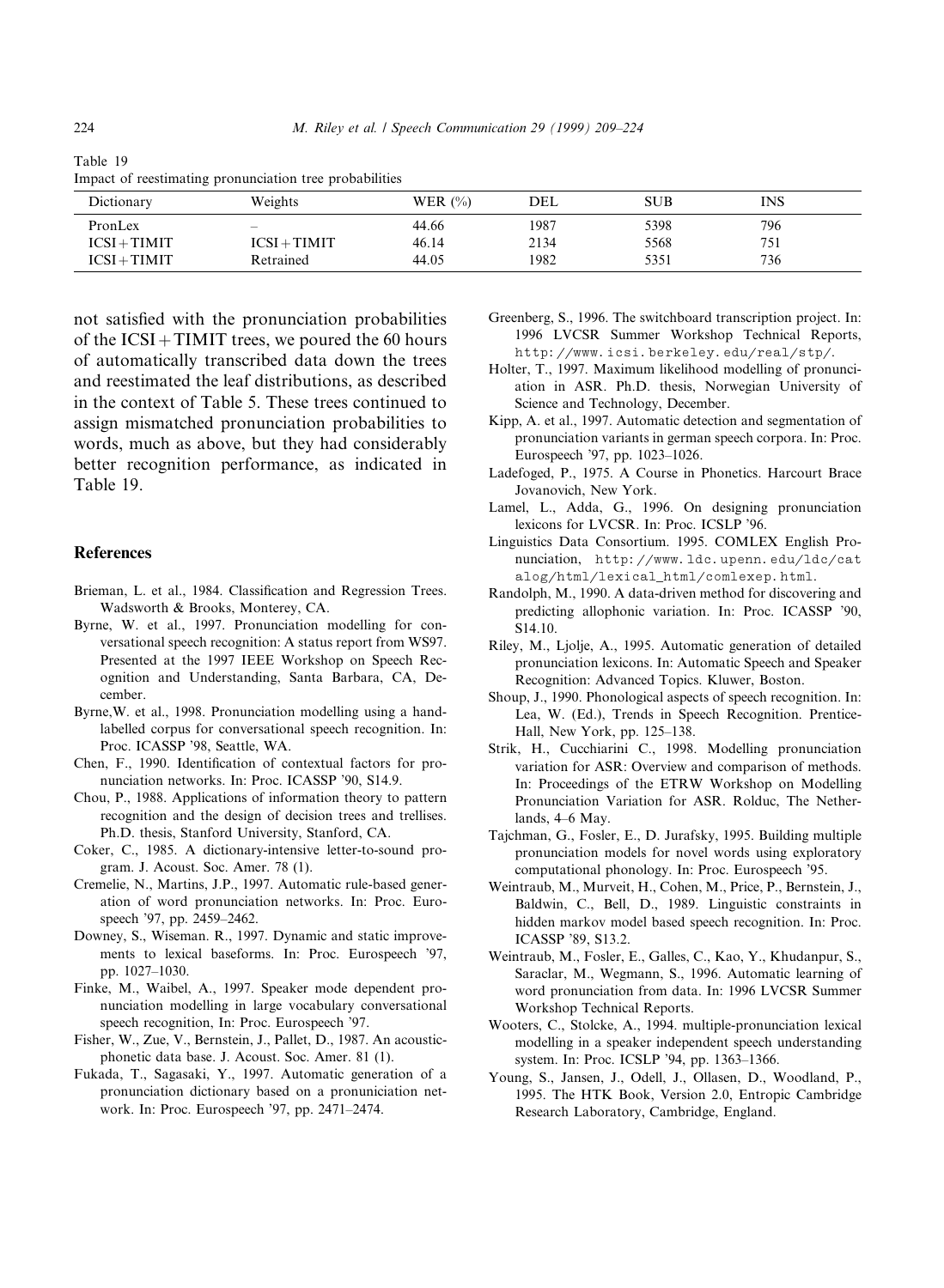Table 19
Impact of reestimating pronunciation tree probabilities

| Dictionary | Weights | WER (%) | DEL | SUB | INS |
|---|---|---|---|---|---|
| PronLex | – | 44.66 | 1987 | 5398 | 796 |
| ICSI + TIMIT | ICSI + TIMIT | 46.14 | 2134 | 5568 | 751 |
| ICSI + TIMIT | Retrained | 44.05 | 1982 | 5351 | 736 |

not satisfied with the pronunciation probabilities of the ICSI + TIMIT trees, we poured the 60 hours of automatically transcribed data down the trees and reestimated the leaf distributions, as described in the context of Table 5. These trees continued to assign mismatched pronunciation probabilities to words, much as above, but they had considerably better recognition performance, as indicated in Table 19.

## References

Brieman, L. et al., 1984. Classification and Regression Trees. Wadsworth & Brooks, Monterey, CA.

Byrne, W. et al., 1997. Pronunciation modelling for conversational speech recognition: A status report from WS97. Presented at the 1997 IEEE Workshop on Speech Recognition and Understanding, Santa Barbara, CA, December.

Byrne,W. et al., 1998. Pronunciation modelling using a hand-labelled corpus for conversational speech recognition. In: Proc. ICASSP '98, Seattle, WA.

Chen, F., 1990. Identification of contextual factors for pronunciation networks. In: Proc. ICASSP '90, S14.9.

Chou, P., 1988. Applications of information theory to pattern recognition and the design of decision trees and trellises. Ph.D. thesis, Stanford University, Stanford, CA.

Coker, C., 1985. A dictionary-intensive letter-to-sound program. J. Acoust. Soc. Amer. 78 (1).

Cremelie, N., Martins, J.P., 1997. Automatic rule-based generation of word pronunciation networks. In: Proc. Eurospeech '97, pp. 2459–2462.

Downey, S., Wiseman. R., 1997. Dynamic and static improvements to lexical baseforms. In: Proc. Eurospeech '97, pp. 1027–1030.

Finke, M., Waibel, A., 1997. Speaker mode dependent pronunciation modelling in large vocabulary conversational speech recognition, In: Proc. Eurospeech '97.

Fisher, W., Zue, V., Bernstein, J., Pallet, D., 1987. An acoustic-phonetic data base. J. Acoust. Soc. Amer. 81 (1).

Fukada, T., Sagasaki, Y., 1997. Automatic generation of a pronunciation dictionary based on a pronuniciation network. In: Proc. Eurospeech '97, pp. 2471–2474.

Greenberg, S., 1996. The switchboard transcription project. In: 1996 LVCSR Summer Workshop Technical Reports, http://www.icsi.berkeley.edu/real/stp/.

Holter, T., 1997. Maximum likelihood modelling of pronunciation in ASR. Ph.D. thesis, Norwegian University of Science and Technology, December.

Kipp, A. et al., 1997. Automatic detection and segmentation of pronunciation variants in german speech corpora. In: Proc. Eurospeech '97, pp. 1023–1026.

Ladefoged, P., 1975. A Course in Phonetics. Harcourt Brace Jovanovich, New York.

Lamel, L., Adda, G., 1996. On designing pronunciation lexicons for LVCSR. In: Proc. ICSLP '96.

Linguistics Data Consortium. 1995. COMLEX English Pronunciation, http://www.ldc.upenn.edu/ldc/catalog/html/lexical_html/comlexep.html.

Randolph, M., 1990. A data-driven method for discovering and predicting allophonic variation. In: Proc. ICASSP '90, S14.10.

Riley, M., Ljolje, A., 1995. Automatic generation of detailed pronunciation lexicons. In: Automatic Speech and Speaker Recognition: Advanced Topics. Kluwer, Boston.

Shoup, J., 1990. Phonological aspects of speech recognition. In: Lea, W. (Ed.), Trends in Speech Recognition. Prentice-Hall, New York, pp. 125–138.

Strik, H., Cucchiarini C., 1998. Modelling pronunciation variation for ASR: Overview and comparison of methods. In: Proceedings of the ETRW Workshop on Modelling Pronunciation Variation for ASR. Rolduc, The Netherlands, 4–6 May.

Tajchman, G., Fosler, E., D. Jurafsky, 1995. Building multiple pronunciation models for novel words using exploratory computational phonology. In: Proc. Eurospeech '95.

Weintraub, M., Murveit, H., Cohen, M., Price, P., Bernstein, J., Baldwin, C., Bell, D., 1989. Linguistic constraints in hidden markov model based speech recognition. In: Proc. ICASSP '89, S13.2.

Weintraub, M., Fosler, E., Galles, C., Kao, Y., Khudanpur, S., Saraclar, M., Wegmann, S., 1996. Automatic learning of word pronunciation from data. In: 1996 LVCSR Summer Workshop Technical Reports.

Wooters, C., Stolcke, A., 1994. multiple-pronunciation lexical modelling in a speaker independent speech understanding system. In: Proc. ICSLP '94, pp. 1363–1366.

Young, S., Jansen, J., Odell, J., Ollasen, D., Woodland, P., 1995. The HTK Book, Version 2.0, Entropic Cambridge Research Laboratory, Cambridge, England.